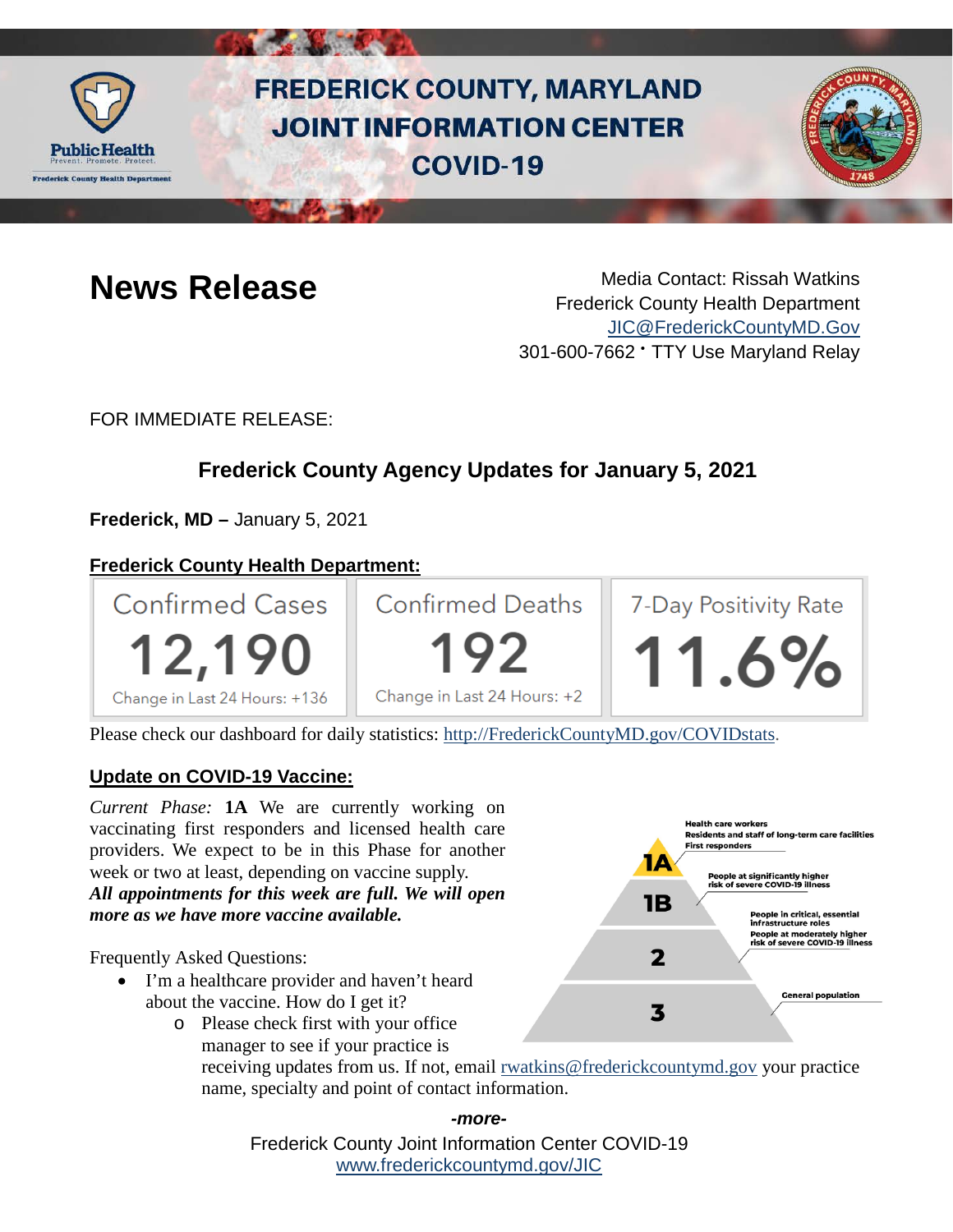# FREDERICK COUNTY, MARYLAND JOINT INFORMATION CENTER COVID-19

## News Release

Media Contact: Rissah Watkins
Frederick County Health Department
JIC@FrederickCountyMD.Gov
301-600-7662 • TTY Use Maryland Relay

FOR IMMEDIATE RELEASE:

### Frederick County Agency Updates for January 5, 2021

**Frederick, MD –** January 5, 2021

**Frederick County Health Department:**

Confirmed Cases
12,190
Change in Last 24 Hours: +136

Confirmed Deaths
192
Change in Last 24 Hours: +2

7-Day Positivity Rate
11.6%

Please check our dashboard for daily statistics: http://FrederickCountyMD.gov/COVIDstats.

**Update on COVID-19 Vaccine:**

*Current Phase:* **1A** We are currently working on vaccinating first responders and licensed health care providers. We expect to be in this Phase for another week or two at least, depending on vaccine supply.
***All appointments for this week are full. We will open more as we have more vaccine available.***

1A
Health care workers
Residents and staff of long-term care facilities
First responders

1B
People at significantly higher risk of severe COVID-19 illness

2
People in critical, essential infrastructure roles
People at moderately higher risk of severe COVID-19 illness

3
General population

Frequently Asked Questions:

- I'm a healthcare provider and haven't heard about the vaccine. How do I get it?
  - Please check first with your office manager to see if your practice is receiving updates from us. If not, email rwatkins@frederickcountymd.gov your practice name, specialty and point of contact information.

*-more-*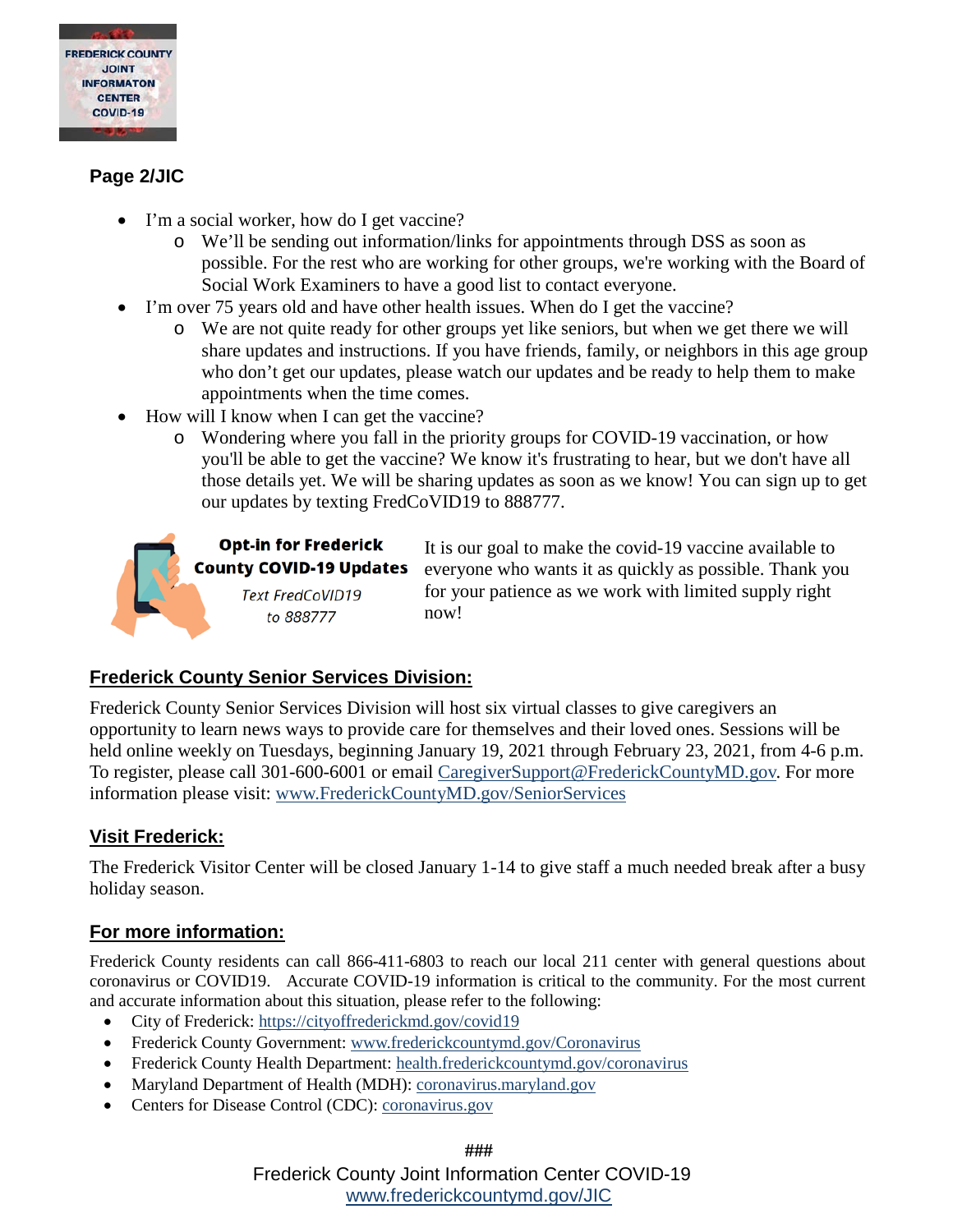**Page 2/JIC**

- I'm a social worker, how do I get vaccine?
  - We'll be sending out information/links for appointments through DSS as soon as possible. For the rest who are working for other groups, we're working with the Board of Social Work Examiners to have a good list to contact everyone.
- I'm over 75 years old and have other health issues. When do I get the vaccine?
  - We are not quite ready for other groups yet like seniors, but when we get there we will share updates and instructions. If you have friends, family, or neighbors in this age group who don't get our updates, please watch our updates and be ready to help them to make appointments when the time comes.
- How will I know when I can get the vaccine?
  - Wondering where you fall in the priority groups for COVID-19 vaccination, or how you'll be able to get the vaccine? We know it's frustrating to hear, but we don't have all those details yet. We will be sharing updates as soon as we know! You can sign up to get our updates by texting FredCoVID19 to 888777.

**Opt-in for Frederick County COVID-19 Updates**

*Text FredCoVID19 to 888777*

It is our goal to make the covid-19 vaccine available to everyone who wants it as quickly as possible. Thank you for your patience as we work with limited supply right now!

## Frederick County Senior Services Division:

Frederick County Senior Services Division will host six virtual classes to give caregivers an opportunity to learn news ways to provide care for themselves and their loved ones. Sessions will be held online weekly on Tuesdays, beginning January 19, 2021 through February 23, 2021, from 4-6 p.m. To register, please call 301-600-6001 or email CaregiverSupport@FrederickCountyMD.gov. For more information please visit: www.FrederickCountyMD.gov/SeniorServices

## Visit Frederick:

The Frederick Visitor Center will be closed January 1-14 to give staff a much needed break after a busy holiday season.

## For more information:

Frederick County residents can call 866-411-6803 to reach our local 211 center with general questions about coronavirus or COVID19. Accurate COVID-19 information is critical to the community. For the most current and accurate information about this situation, please refer to the following:

- City of Frederick: https://cityoffrederickmd.gov/covid19
- Frederick County Government: www.frederickcountymd.gov/Coronavirus
- Frederick County Health Department: health.frederickcountymd.gov/coronavirus
- Maryland Department of Health (MDH): coronavirus.maryland.gov
- Centers for Disease Control (CDC): coronavirus.gov

###

Frederick County Joint Information Center COVID-19
www.frederickcountymd.gov/JIC